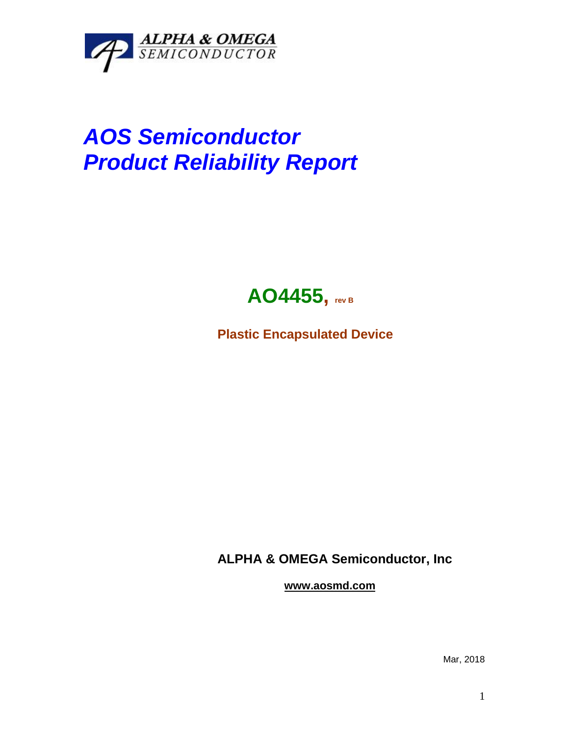ALPHA & OMEGA
SEMICONDUCTOR

# *AOS Semiconductor*
# *Product Reliability Report*

## AO4455, rev B

**Plastic Encapsulated Device**

**ALPHA & OMEGA Semiconductor, Inc**

**www.aosmd.com**

Mar, 2018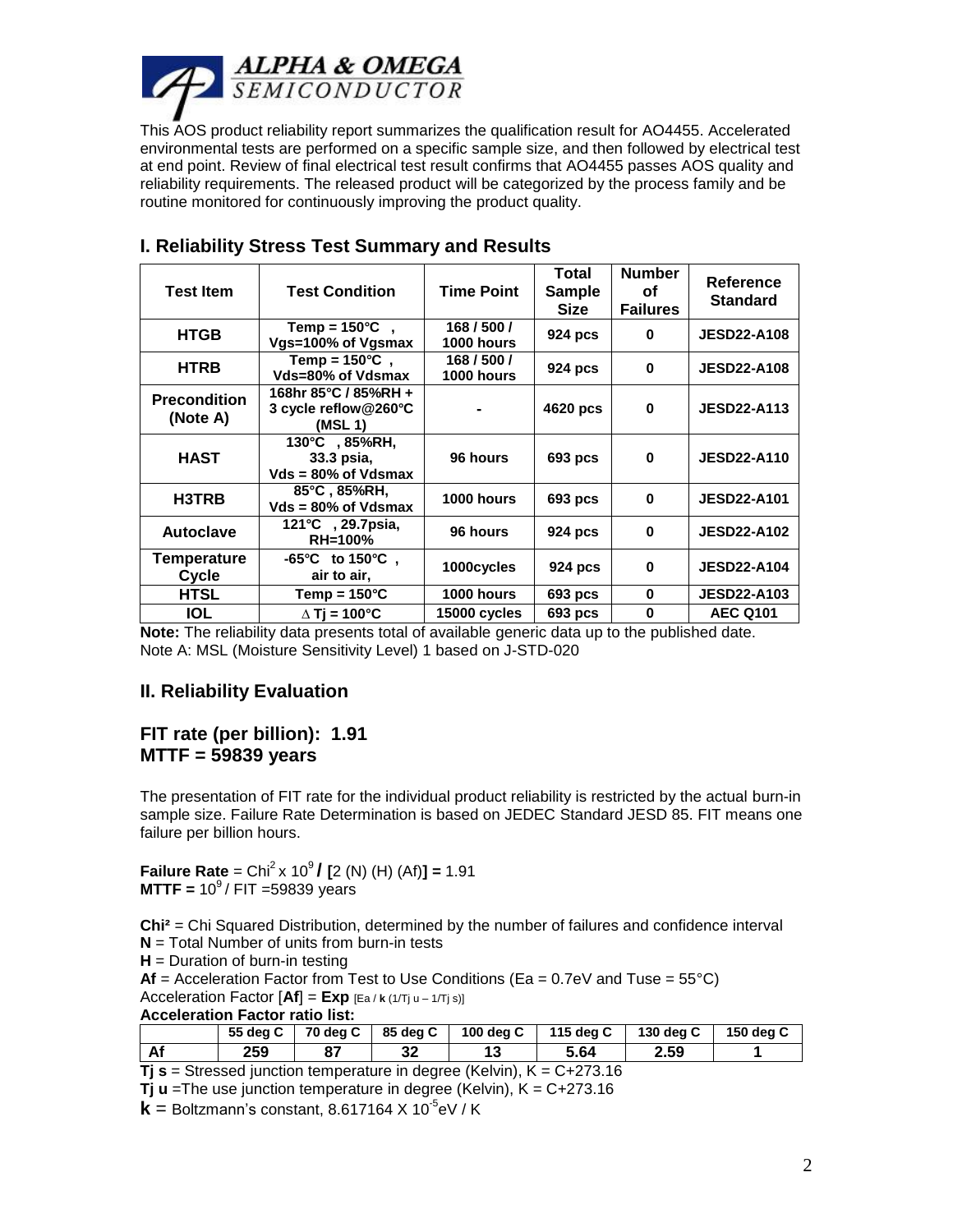**ALPHA & OMEGA SEMICONDUCTOR**

This AOS product reliability report summarizes the qualification result for AO4455. Accelerated environmental tests are performed on a specific sample size, and then followed by electrical test at end point. Review of final electrical test result confirms that AO4455 passes AOS quality and reliability requirements. The released product will be categorized by the process family and be routine monitored for continuously improving the product quality.

## I. Reliability Stress Test Summary and Results

| Test Item | Test Condition | Time Point | Total Sample Size | Number of Failures | Reference Standard |
|---|---|---|---|---|---|
| HTGB | Temp = 150°C , Vgs=100% of Vgsmax | 168 / 500 / 1000 hours | 924 pcs | 0 | JESD22-A108 |
| HTRB | Temp = 150°C , Vds=80% of Vdsmax | 168 / 500 / 1000 hours | 924 pcs | 0 | JESD22-A108 |
| Precondition (Note A) | 168hr 85°C / 85%RH + 3 cycle reflow@260°C (MSL 1) | - | 4620 pcs | 0 | JESD22-A113 |
| HAST | 130°C , 85%RH, 33.3 psia, Vds = 80% of Vdsmax | 96 hours | 693 pcs | 0 | JESD22-A110 |
| H3TRB | 85°C , 85%RH, Vds = 80% of Vdsmax | 1000 hours | 693 pcs | 0 | JESD22-A101 |
| Autoclave | 121°C , 29.7psia, RH=100% | 96 hours | 924 pcs | 0 | JESD22-A102 |
| Temperature Cycle | -65°C to 150°C , air to air, | 1000cycles | 924 pcs | 0 | JESD22-A104 |
| HTSL | Temp = 150°C | 1000 hours | 693 pcs | 0 | JESD22-A103 |
| IOL | $\Delta$ Tj = 100°C | 15000 cycles | 693 pcs | 0 | AEC Q101 |

**Note:** The reliability data presents total of available generic data up to the published date.
Note A: MSL (Moisture Sensitivity Level) 1 based on J-STD-020

## II. Reliability Evaluation

### FIT rate (per billion): 1.91
### MTTF = 59839 years

The presentation of FIT rate for the individual product reliability is restricted by the actual burn-in sample size. Failure Rate Determination is based on JEDEC Standard JESD 85. FIT means one failure per billion hours.

**Failure Rate** = $Chi^2 \times 10^9$ **/ [**2 (N) (H) (Af)**] =** 1.91
**MTTF =** $10^9$ / FIT =59839 years

**Chi²** = Chi Squared Distribution, determined by the number of failures and confidence interval
**N** = Total Number of units from burn-in tests
**H** = Duration of burn-in testing
**Af** = Acceleration Factor from Test to Use Conditions (Ea = 0.7eV and Tuse = 55°C)
Acceleration Factor [**Af**] = **Exp** [Ea / **k** (1/Tj u – 1/Tj s)]

**Acceleration Factor ratio list:**

| | 55 deg C | 70 deg C | 85 deg C | 100 deg C | 115 deg C | 130 deg C | 150 deg C |
|---|---|---|---|---|---|---|---|
| Af | 259 | 87 | 32 | 13 | 5.64 | 2.59 | 1 |

**Tj s** = Stressed junction temperature in degree (Kelvin), K = C+273.16
**Tj u** =The use junction temperature in degree (Kelvin), K = C+273.16
**k** = Boltzmann's constant, 8.617164 X $10^{-5}$eV / K